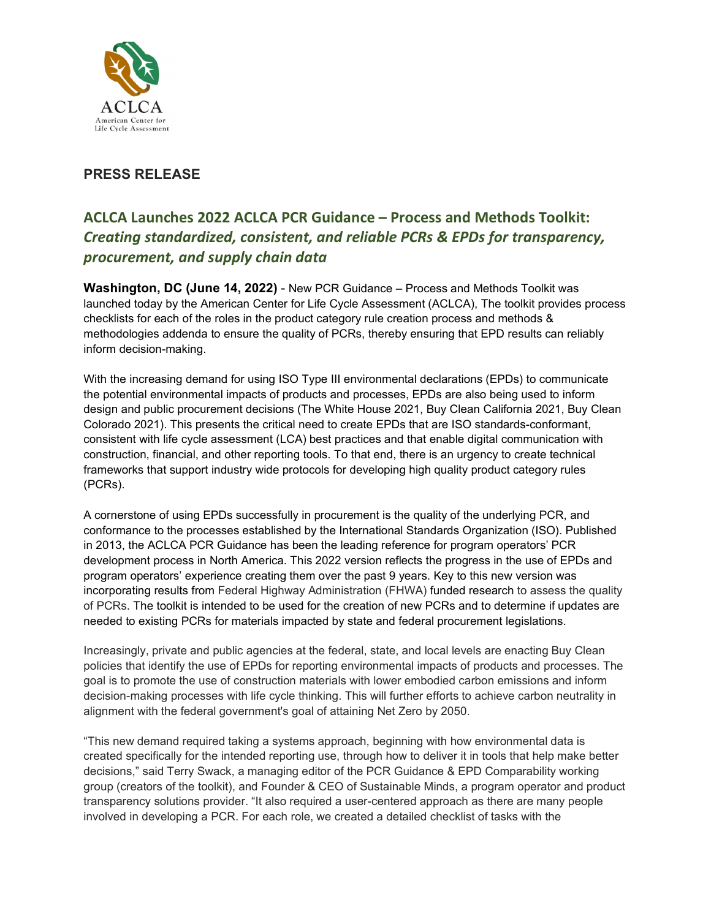ACLCA
American Center for
Life Cycle Assessment

## PRESS RELEASE

# ACLCA Launches 2022 ACLCA PCR Guidance – Process and Methods Toolkit: *Creating standardized, consistent, and reliable PCRs & EPDs for transparency, procurement, and supply chain data*

**Washington, DC (June 14, 2022)** - New PCR Guidance – Process and Methods Toolkit was launched today by the American Center for Life Cycle Assessment (ACLCA), The toolkit provides process checklists for each of the roles in the product category rule creation process and methods & methodologies addenda to ensure the quality of PCRs, thereby ensuring that EPD results can reliably inform decision-making.

With the increasing demand for using ISO Type III environmental declarations (EPDs) to communicate the potential environmental impacts of products and processes, EPDs are also being used to inform design and public procurement decisions (The White House 2021, Buy Clean California 2021, Buy Clean Colorado 2021). This presents the critical need to create EPDs that are ISO standards-conformant, consistent with life cycle assessment (LCA) best practices and that enable digital communication with construction, financial, and other reporting tools. To that end, there is an urgency to create technical frameworks that support industry wide protocols for developing high quality product category rules (PCRs).

A cornerstone of using EPDs successfully in procurement is the quality of the underlying PCR, and conformance to the processes established by the International Standards Organization (ISO). Published in 2013, the ACLCA PCR Guidance has been the leading reference for program operators' PCR development process in North America. This 2022 version reflects the progress in the use of EPDs and program operators' experience creating them over the past 9 years. Key to this new version was incorporating results from Federal Highway Administration (FHWA) funded research to assess the quality of PCRs. The toolkit is intended to be used for the creation of new PCRs and to determine if updates are needed to existing PCRs for materials impacted by state and federal procurement legislations.

Increasingly, private and public agencies at the federal, state, and local levels are enacting Buy Clean policies that identify the use of EPDs for reporting environmental impacts of products and processes. The goal is to promote the use of construction materials with lower embodied carbon emissions and inform decision-making processes with life cycle thinking. This will further efforts to achieve carbon neutrality in alignment with the federal government's goal of attaining Net Zero by 2050.

"This new demand required taking a systems approach, beginning with how environmental data is created specifically for the intended reporting use, through how to deliver it in tools that help make better decisions," said Terry Swack, a managing editor of the PCR Guidance & EPD Comparability working group (creators of the toolkit), and Founder & CEO of Sustainable Minds, a program operator and product transparency solutions provider. "It also required a user-centered approach as there are many people involved in developing a PCR. For each role, we created a detailed checklist of tasks with the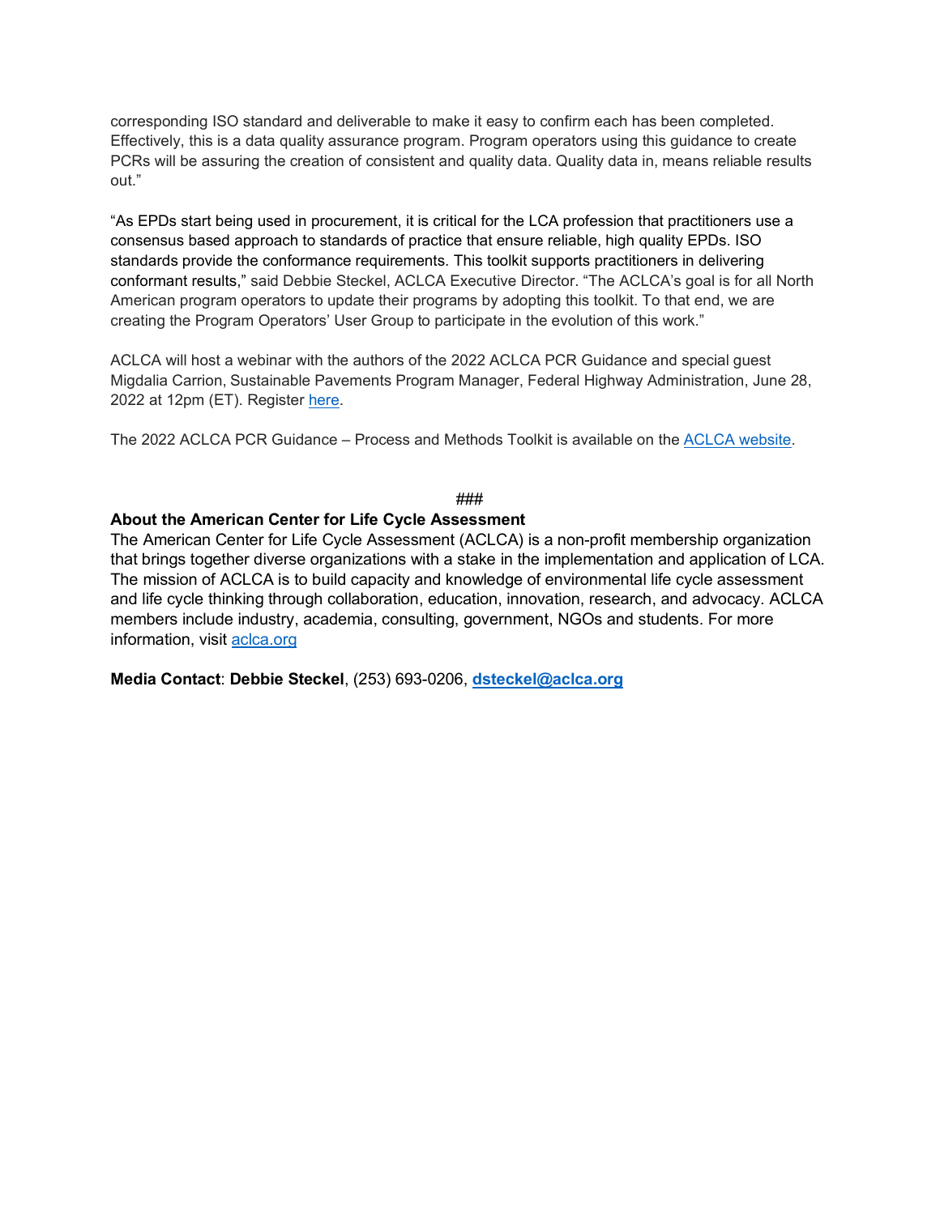corresponding ISO standard and deliverable to make it easy to confirm each has been completed. Effectively, this is a data quality assurance program. Program operators using this guidance to create PCRs will be assuring the creation of consistent and quality data. Quality data in, means reliable results out."

"As EPDs start being used in procurement, it is critical for the LCA profession that practitioners use a consensus based approach to standards of practice that ensure reliable, high quality EPDs. ISO standards provide the conformance requirements. This toolkit supports practitioners in delivering conformant results," said Debbie Steckel, ACLCA Executive Director. "The ACLCA's goal is for all North American program operators to update their programs by adopting this toolkit. To that end, we are creating the Program Operators' User Group to participate in the evolution of this work."

ACLCA will host a webinar with the authors of the 2022 ACLCA PCR Guidance and special guest Migdalia Carrion, Sustainable Pavements Program Manager, Federal Highway Administration, June 28, 2022 at 12pm (ET). Register here.

The 2022 ACLCA PCR Guidance – Process and Methods Toolkit is available on the ACLCA website.

###

**About the American Center for Life Cycle Assessment**

The American Center for Life Cycle Assessment (ACLCA) is a non-profit membership organization that brings together diverse organizations with a stake in the implementation and application of LCA. The mission of ACLCA is to build capacity and knowledge of environmental life cycle assessment and life cycle thinking through collaboration, education, innovation, research, and advocacy. ACLCA members include industry, academia, consulting, government, NGOs and students. For more information, visit aclca.org

**Media Contact**: **Debbie Steckel**, (253) 693-0206, **dsteckel@aclca.org**